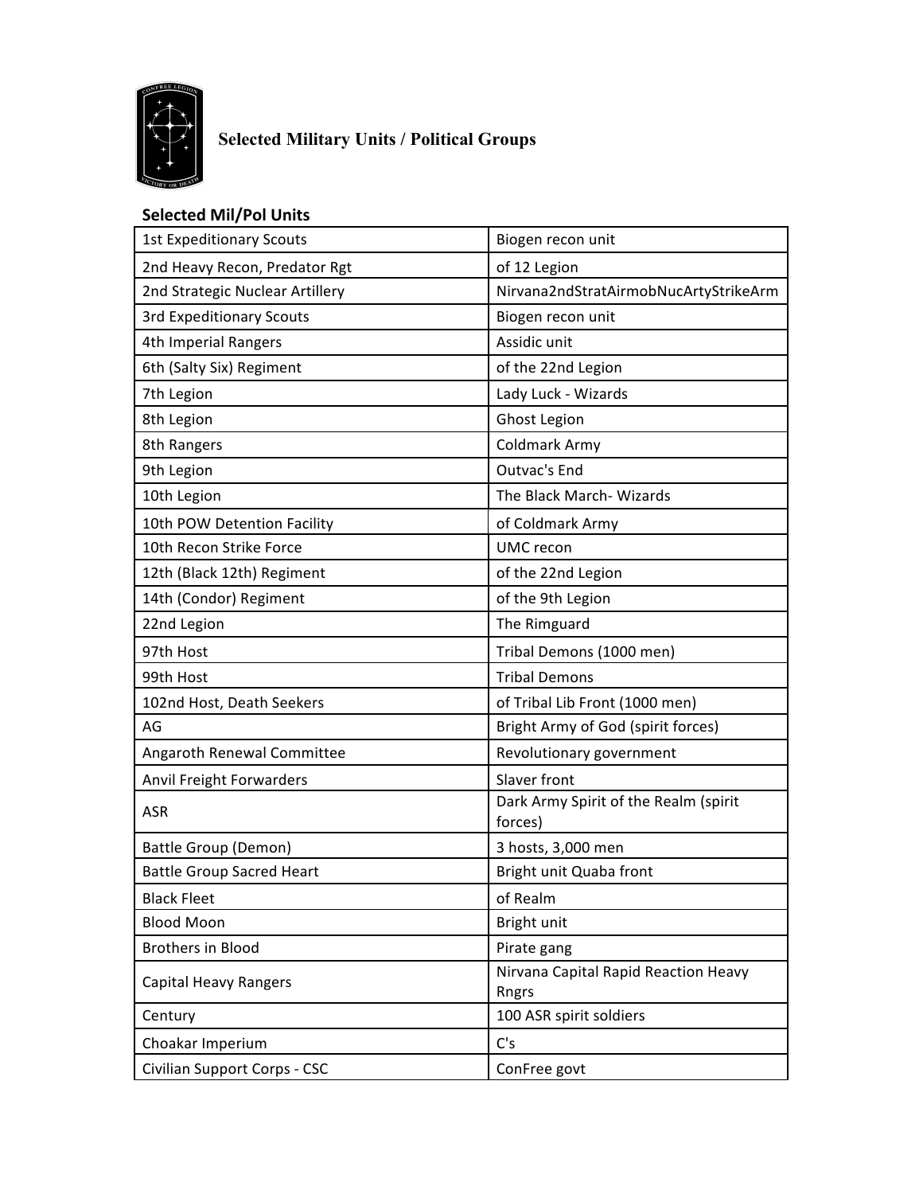# Selected Military Units / Political Groups

## Selected Mil/Pol Units

| | |
|---|---|
| 1st Expeditionary Scouts | Biogen recon unit |
| 2nd Heavy Recon, Predator Rgt | of 12 Legion |
| 2nd Strategic Nuclear Artillery | Nirvana2ndStratAirmobNucArtyStrikeArm |
| 3rd Expeditionary Scouts | Biogen recon unit |
| 4th Imperial Rangers | Assidic unit |
| 6th (Salty Six) Regiment | of the 22nd Legion |
| 7th Legion | Lady Luck - Wizards |
| 8th Legion | Ghost Legion |
| 8th Rangers | Coldmark Army |
| 9th Legion | Outvac's End |
| 10th Legion | The Black March- Wizards |
| 10th POW Detention Facility | of Coldmark Army |
| 10th Recon Strike Force | UMC recon |
| 12th (Black 12th) Regiment | of the 22nd Legion |
| 14th (Condor) Regiment | of the 9th Legion |
| 22nd Legion | The Rimguard |
| 97th Host | Tribal Demons (1000 men) |
| 99th Host | Tribal Demons |
| 102nd Host, Death Seekers | of Tribal Lib Front (1000 men) |
| AG | Bright Army of God (spirit forces) |
| Angaroth Renewal Committee | Revolutionary government |
| Anvil Freight Forwarders | Slaver front |
| ASR | Dark Army Spirit of the Realm (spirit forces) |
| Battle Group (Demon) | 3 hosts, 3,000 men |
| Battle Group Sacred Heart | Bright unit Quaba front |
| Black Fleet | of Realm |
| Blood Moon | Bright unit |
| Brothers in Blood | Pirate gang |
| Capital Heavy Rangers | Nirvana Capital Rapid Reaction Heavy Rngrs |
| Century | 100 ASR spirit soldiers |
| Choakar Imperium | C's |
| Civilian Support Corps - CSC | ConFree govt |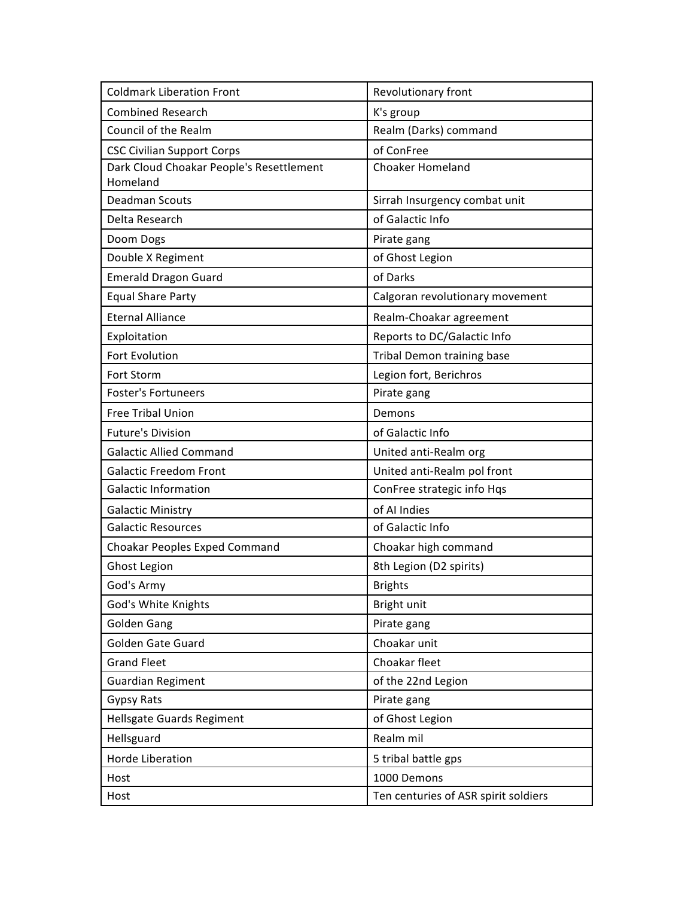| Coldmark Liberation Front | Revolutionary front |
|---|---|
| Combined Research | K's group |
| Council of the Realm | Realm (Darks) command |
| CSC Civilian Support Corps | of ConFree |
| Dark Cloud Choakar People's Resettlement Homeland | Choaker Homeland |
| Deadman Scouts | Sirrah Insurgency combat unit |
| Delta Research | of Galactic Info |
| Doom Dogs | Pirate gang |
| Double X Regiment | of Ghost Legion |
| Emerald Dragon Guard | of Darks |
| Equal Share Party | Calgoran revolutionary movement |
| Eternal Alliance | Realm-Choakar agreement |
| Exploitation | Reports to DC/Galactic Info |
| Fort Evolution | Tribal Demon training base |
| Fort Storm | Legion fort, Berichros |
| Foster's Fortuneers | Pirate gang |
| Free Tribal Union | Demons |
| Future's Division | of Galactic Info |
| Galactic Allied Command | United anti-Realm org |
| Galactic Freedom Front | United anti-Realm pol front |
| Galactic Information | ConFree strategic info Hqs |
| Galactic Ministry | of AI Indies |
| Galactic Resources | of Galactic Info |
| Choakar Peoples Exped Command | Choakar high command |
| Ghost Legion | 8th Legion (D2 spirits) |
| God's Army | Brights |
| God's White Knights | Bright unit |
| Golden Gang | Pirate gang |
| Golden Gate Guard | Choakar unit |
| Grand Fleet | Choakar fleet |
| Guardian Regiment | of the 22nd Legion |
| Gypsy Rats | Pirate gang |
| Hellsgate Guards Regiment | of Ghost Legion |
| Hellsguard | Realm mil |
| Horde Liberation | 5 tribal battle gps |
| Host | 1000 Demons |
| Host | Ten centuries of ASR spirit soldiers |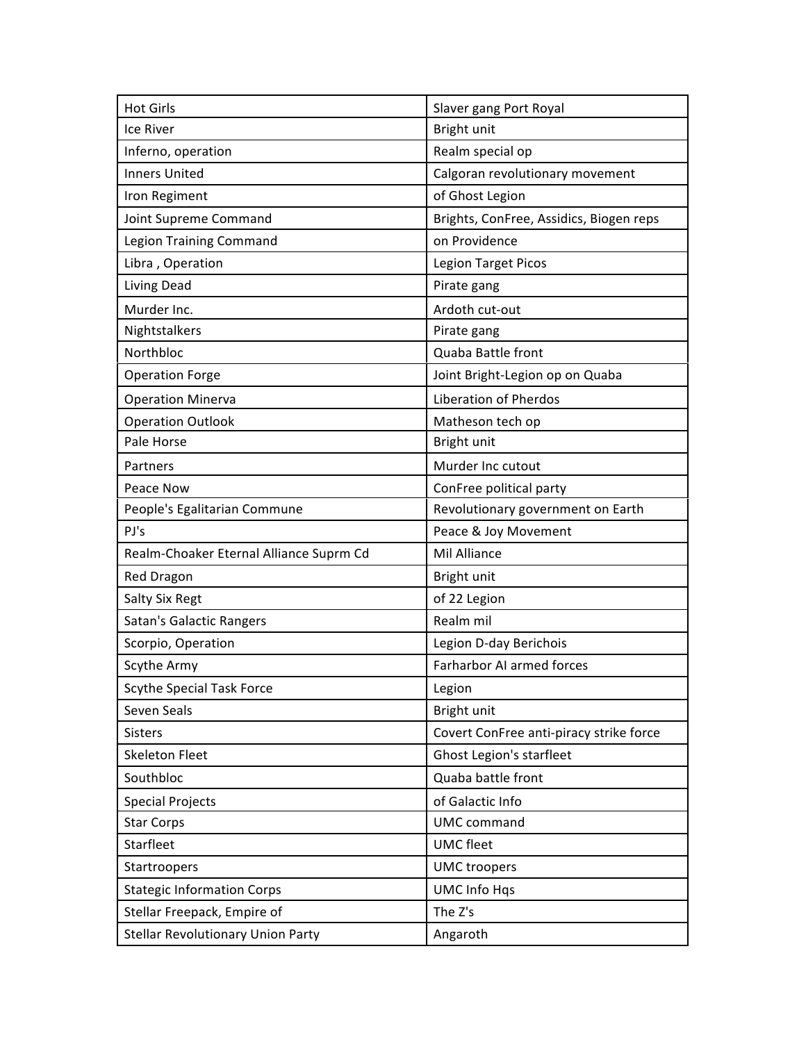| Hot Girls | Slaver gang Port Royal |
|---|---|
| Ice River | Bright unit |
| Inferno, operation | Realm special op |
| Inners United | Calgoran revolutionary movement |
| Iron Regiment | of Ghost Legion |
| Joint Supreme Command | Brights, ConFree, Assidics, Biogen reps |
| Legion Training Command | on Providence |
| Libra , Operation | Legion Target Picos |
| Living Dead | Pirate gang |
| Murder Inc. | Ardoth cut-out |
| Nightstalkers | Pirate gang |
| Northbloc | Quaba Battle front |
| Operation Forge | Joint Bright-Legion op on Quaba |
| Operation Minerva | Liberation of Pherdos |
| Operation Outlook | Matheson tech op |
| Pale Horse | Bright unit |
| Partners | Murder Inc cutout |
| Peace Now | ConFree political party |
| People's Egalitarian Commune | Revolutionary government on Earth |
| PJ's | Peace & Joy Movement |
| Realm-Choaker Eternal Alliance Suprm Cd | Mil Alliance |
| Red Dragon | Bright unit |
| Salty Six Regt | of 22 Legion |
| Satan's Galactic Rangers | Realm mil |
| Scorpio, Operation | Legion D-day Berichois |
| Scythe Army | Farharbor AI armed forces |
| Scythe Special Task Force | Legion |
| Seven Seals | Bright unit |
| Sisters | Covert ConFree anti-piracy strike force |
| Skeleton Fleet | Ghost Legion's starfleet |
| Southbloc | Quaba battle front |
| Special Projects | of Galactic Info |
| Star Corps | UMC command |
| Starfleet | UMC fleet |
| Startroopers | UMC troopers |
| Stategic Information Corps | UMC Info Hqs |
| Stellar Freepack, Empire of | The Z's |
| Stellar Revolutionary Union Party | Angaroth |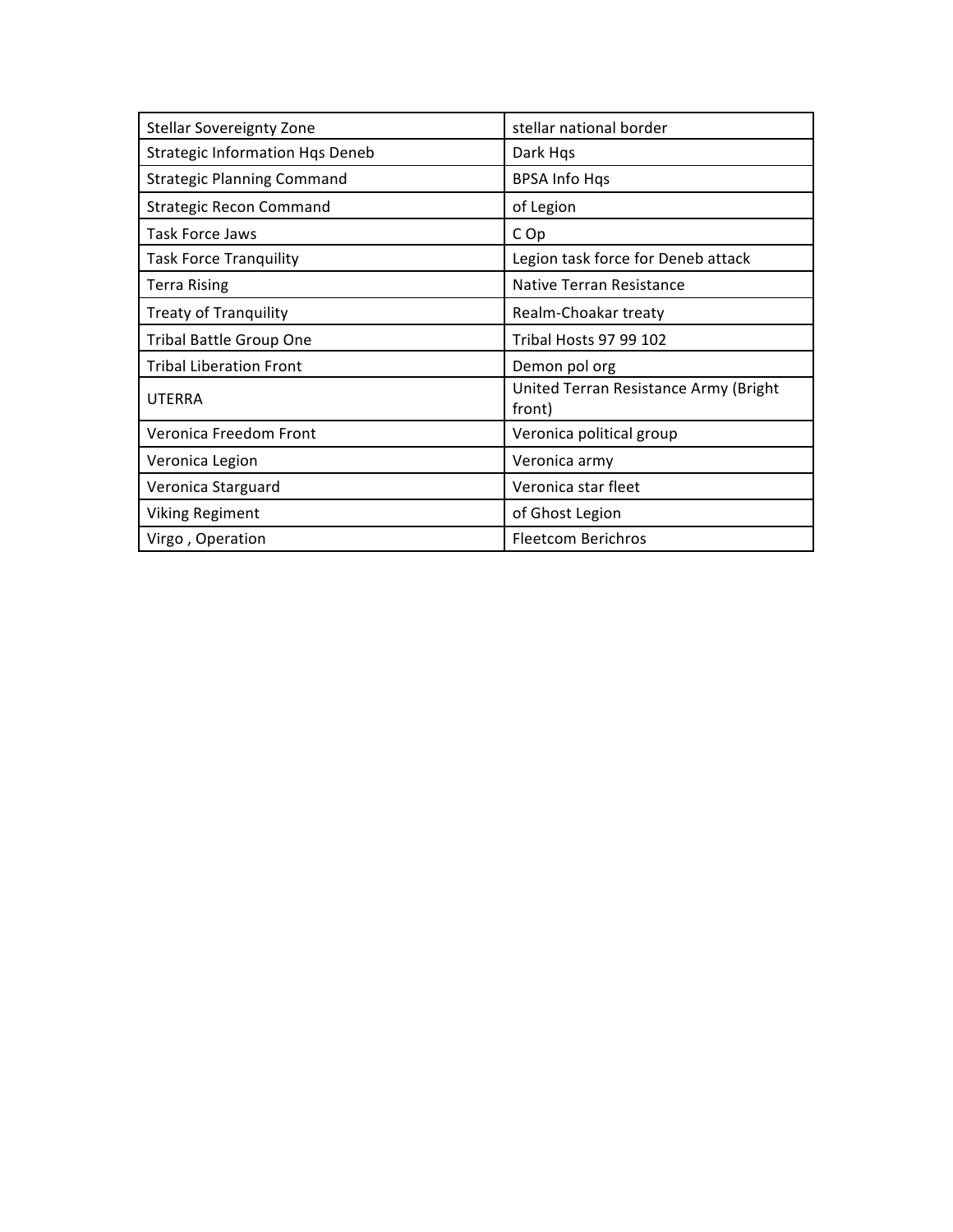| | |
|---|---|
| Stellar Sovereignty Zone | stellar national border |
| Strategic Information Hqs Deneb | Dark Hqs |
| Strategic Planning Command | BPSA Info Hqs |
| Strategic Recon Command | of Legion |
| Task Force Jaws | C Op |
| Task Force Tranquility | Legion task force for Deneb attack |
| Terra Rising | Native Terran Resistance |
| Treaty of Tranquility | Realm-Choakar treaty |
| Tribal Battle Group One | Tribal Hosts 97 99 102 |
| Tribal Liberation Front | Demon pol org |
| UTERRA | United Terran Resistance Army (Bright front) |
| Veronica Freedom Front | Veronica political group |
| Veronica Legion | Veronica army |
| Veronica Starguard | Veronica star fleet |
| Viking Regiment | of Ghost Legion |
| Virgo , Operation | Fleetcom Berichros |